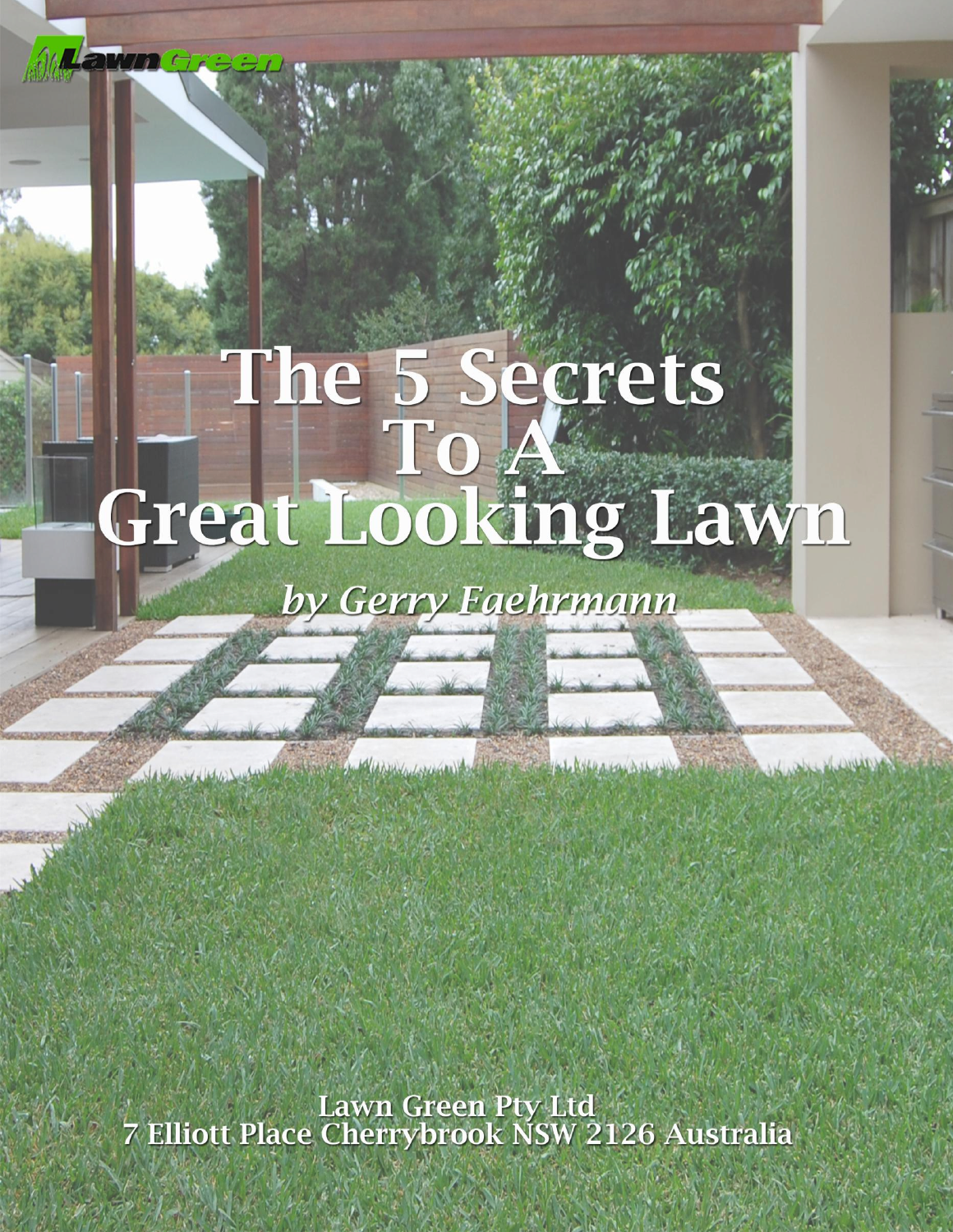LawnGreen

# The 5 Secrets To A Great Looking Lawn

*by Gerry Faehrmann*

Lawn Green Pty Ltd
7 Elliott Place Cherrybrook NSW 2126 Australia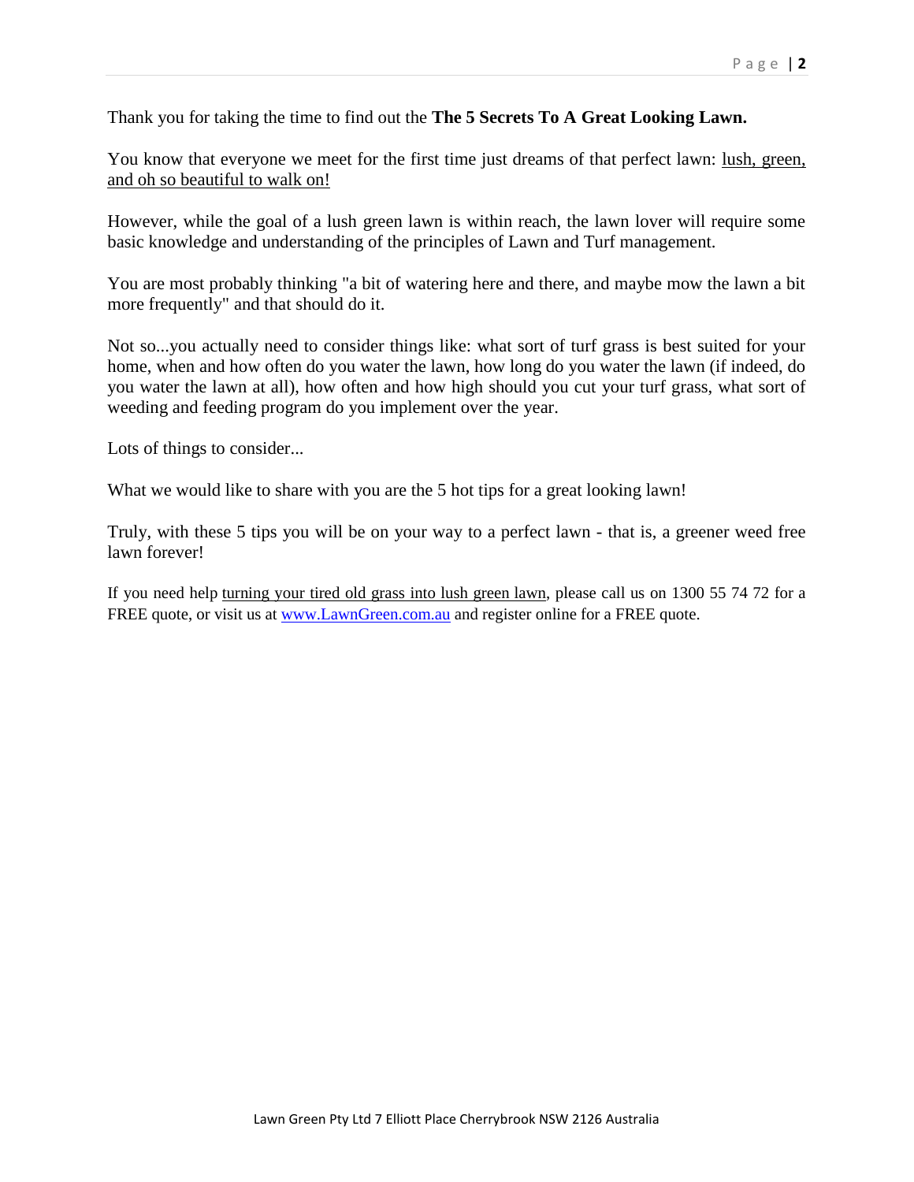Thank you for taking the time to find out the **The 5 Secrets To A Great Looking Lawn.**

You know that everyone we meet for the first time just dreams of that perfect lawn: lush, green, and oh so beautiful to walk on!

However, while the goal of a lush green lawn is within reach, the lawn lover will require some basic knowledge and understanding of the principles of Lawn and Turf management.

You are most probably thinking "a bit of watering here and there, and maybe mow the lawn a bit more frequently" and that should do it.

Not so...you actually need to consider things like: what sort of turf grass is best suited for your home, when and how often do you water the lawn, how long do you water the lawn (if indeed, do you water the lawn at all), how often and how high should you cut your turf grass, what sort of weeding and feeding program do you implement over the year.

Lots of things to consider...

What we would like to share with you are the 5 hot tips for a great looking lawn!

Truly, with these 5 tips you will be on your way to a perfect lawn - that is, a greener weed free lawn forever!

If you need help turning your tired old grass into lush green lawn, please call us on 1300 55 74 72 for a FREE quote, or visit us at www.LawnGreen.com.au and register online for a FREE quote.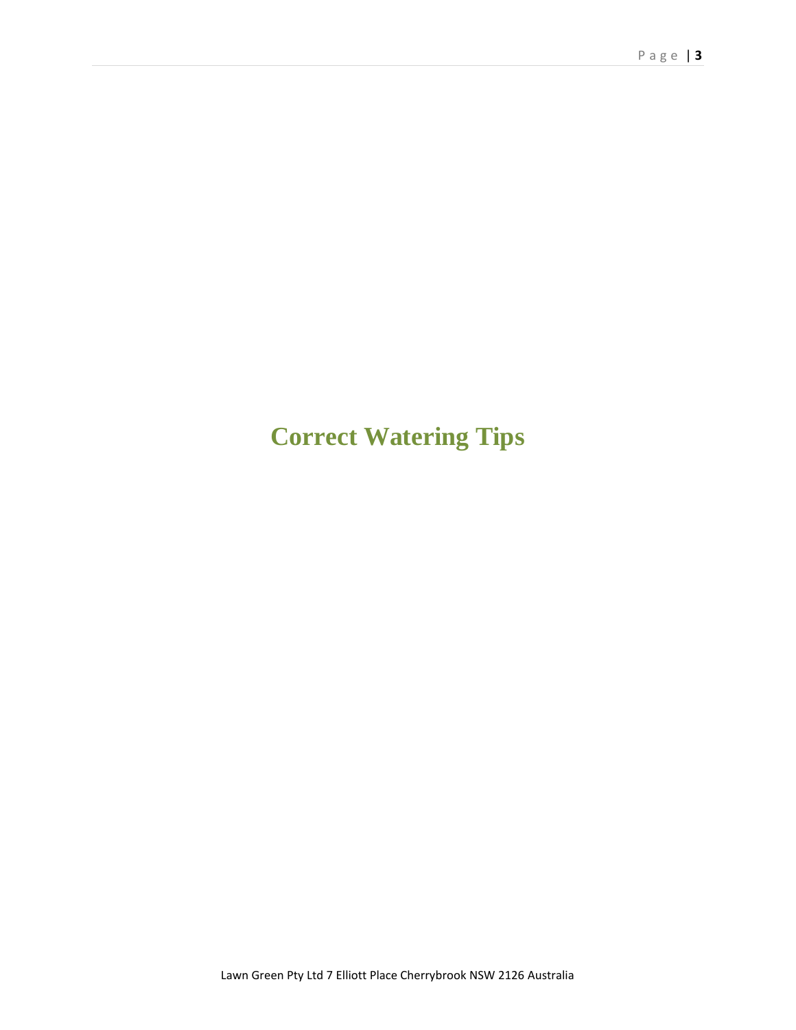# Correct Watering Tips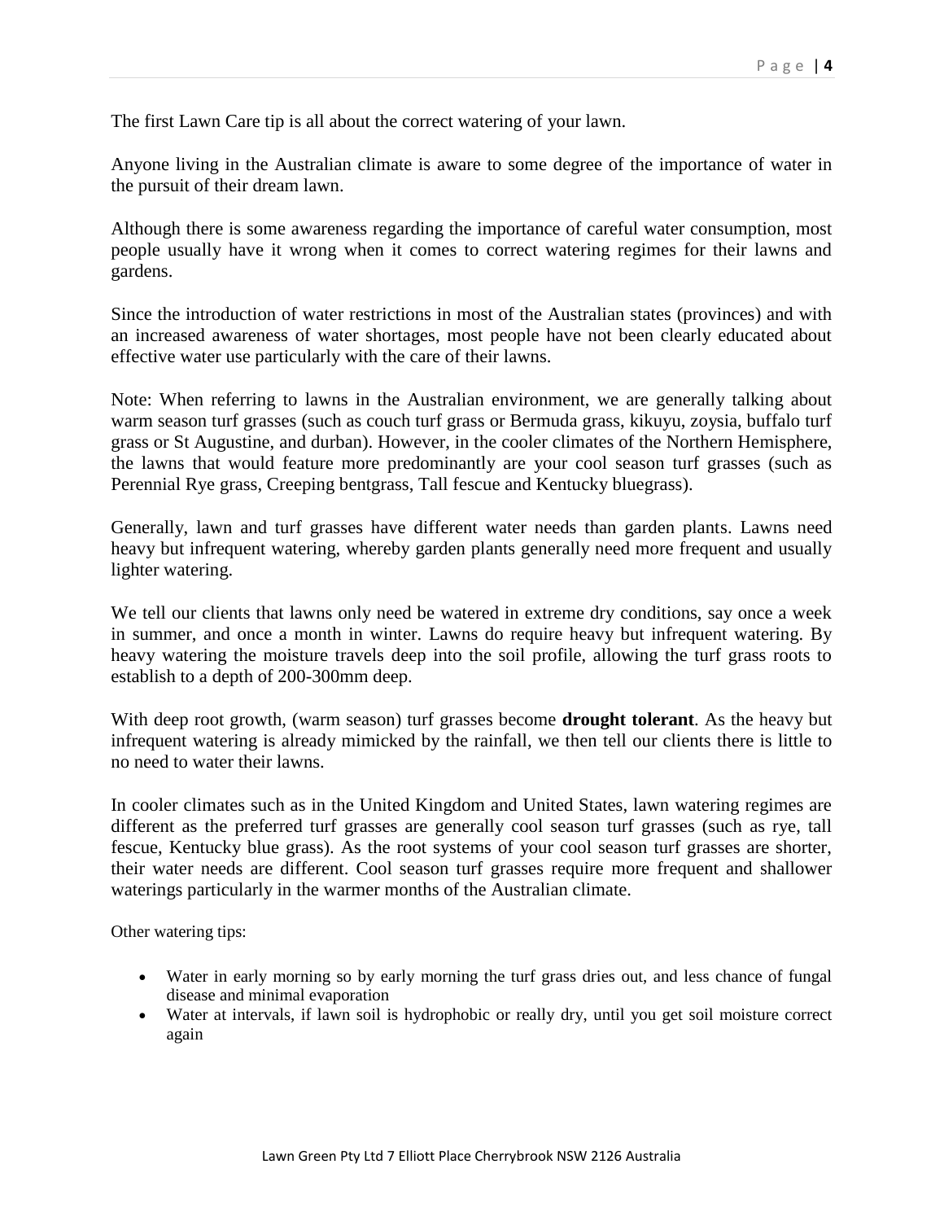The first Lawn Care tip is all about the correct watering of your lawn.

Anyone living in the Australian climate is aware to some degree of the importance of water in the pursuit of their dream lawn.

Although there is some awareness regarding the importance of careful water consumption, most people usually have it wrong when it comes to correct watering regimes for their lawns and gardens.

Since the introduction of water restrictions in most of the Australian states (provinces) and with an increased awareness of water shortages, most people have not been clearly educated about effective water use particularly with the care of their lawns.

Note: When referring to lawns in the Australian environment, we are generally talking about warm season turf grasses (such as couch turf grass or Bermuda grass, kikuyu, zoysia, buffalo turf grass or St Augustine, and durban). However, in the cooler climates of the Northern Hemisphere, the lawns that would feature more predominantly are your cool season turf grasses (such as Perennial Rye grass, Creeping bentgrass, Tall fescue and Kentucky bluegrass).

Generally, lawn and turf grasses have different water needs than garden plants. Lawns need heavy but infrequent watering, whereby garden plants generally need more frequent and usually lighter watering.

We tell our clients that lawns only need be watered in extreme dry conditions, say once a week in summer, and once a month in winter. Lawns do require heavy but infrequent watering. By heavy watering the moisture travels deep into the soil profile, allowing the turf grass roots to establish to a depth of 200-300mm deep.

With deep root growth, (warm season) turf grasses become **drought tolerant**. As the heavy but infrequent watering is already mimicked by the rainfall, we then tell our clients there is little to no need to water their lawns.

In cooler climates such as in the United Kingdom and United States, lawn watering regimes are different as the preferred turf grasses are generally cool season turf grasses (such as rye, tall fescue, Kentucky blue grass). As the root systems of your cool season turf grasses are shorter, their water needs are different. Cool season turf grasses require more frequent and shallower waterings particularly in the warmer months of the Australian climate.

Other watering tips:

- Water in early morning so by early morning the turf grass dries out, and less chance of fungal disease and minimal evaporation
- Water at intervals, if lawn soil is hydrophobic or really dry, until you get soil moisture correct again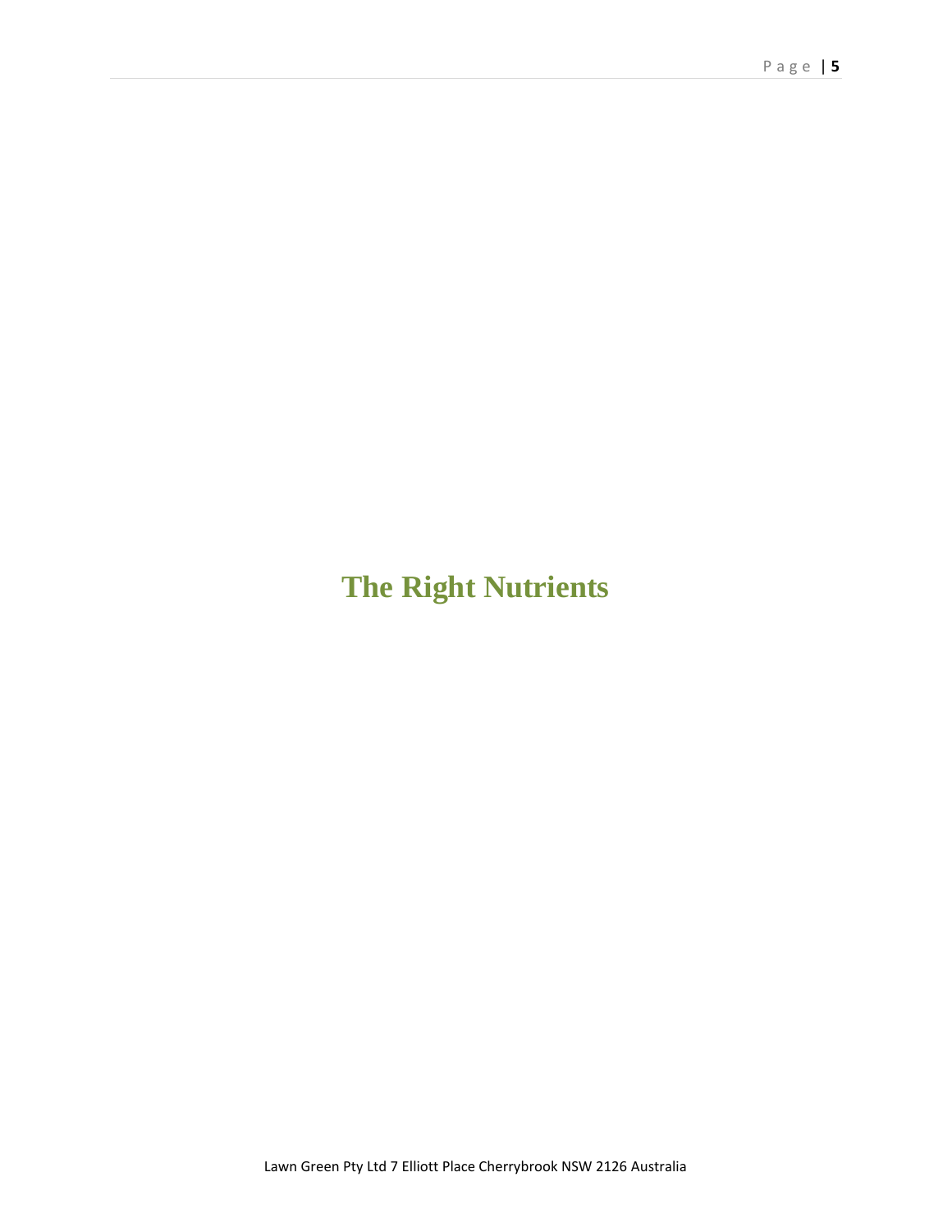# The Right Nutrients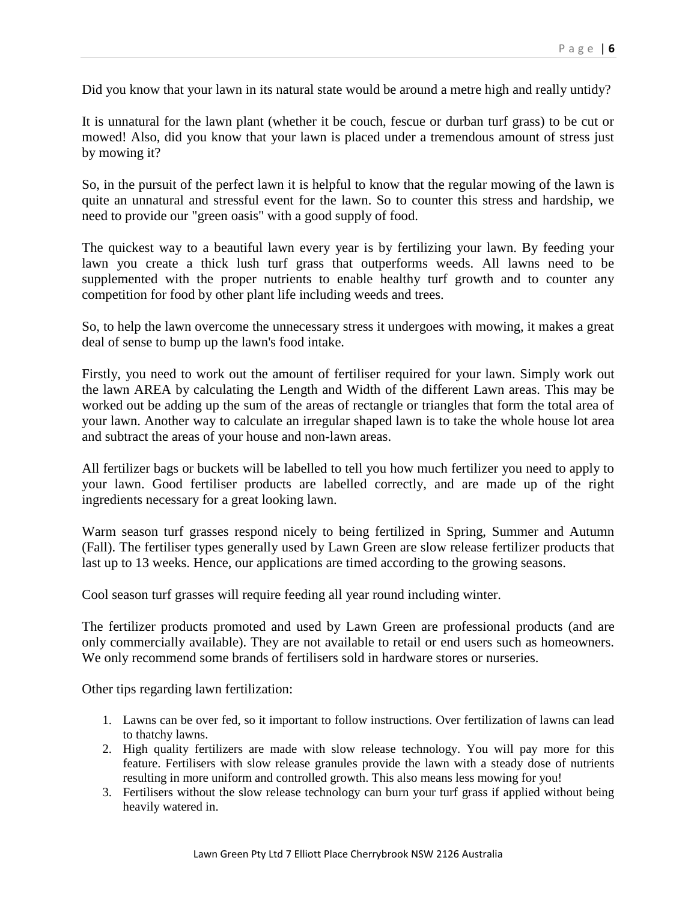Did you know that your lawn in its natural state would be around a metre high and really untidy?

It is unnatural for the lawn plant (whether it be couch, fescue or durban turf grass) to be cut or mowed! Also, did you know that your lawn is placed under a tremendous amount of stress just by mowing it?

So, in the pursuit of the perfect lawn it is helpful to know that the regular mowing of the lawn is quite an unnatural and stressful event for the lawn. So to counter this stress and hardship, we need to provide our "green oasis" with a good supply of food.

The quickest way to a beautiful lawn every year is by fertilizing your lawn. By feeding your lawn you create a thick lush turf grass that outperforms weeds. All lawns need to be supplemented with the proper nutrients to enable healthy turf growth and to counter any competition for food by other plant life including weeds and trees.

So, to help the lawn overcome the unnecessary stress it undergoes with mowing, it makes a great deal of sense to bump up the lawn's food intake.

Firstly, you need to work out the amount of fertiliser required for your lawn. Simply work out the lawn AREA by calculating the Length and Width of the different Lawn areas. This may be worked out be adding up the sum of the areas of rectangle or triangles that form the total area of your lawn. Another way to calculate an irregular shaped lawn is to take the whole house lot area and subtract the areas of your house and non-lawn areas.

All fertilizer bags or buckets will be labelled to tell you how much fertilizer you need to apply to your lawn. Good fertiliser products are labelled correctly, and are made up of the right ingredients necessary for a great looking lawn.

Warm season turf grasses respond nicely to being fertilized in Spring, Summer and Autumn (Fall). The fertiliser types generally used by Lawn Green are slow release fertilizer products that last up to 13 weeks. Hence, our applications are timed according to the growing seasons.

Cool season turf grasses will require feeding all year round including winter.

The fertilizer products promoted and used by Lawn Green are professional products (and are only commercially available). They are not available to retail or end users such as homeowners. We only recommend some brands of fertilisers sold in hardware stores or nurseries.

Other tips regarding lawn fertilization:

1. Lawns can be over fed, so it important to follow instructions. Over fertilization of lawns can lead to thatchy lawns.
2. High quality fertilizers are made with slow release technology. You will pay more for this feature. Fertilisers with slow release granules provide the lawn with a steady dose of nutrients resulting in more uniform and controlled growth. This also means less mowing for you!
3. Fertilisers without the slow release technology can burn your turf grass if applied without being heavily watered in.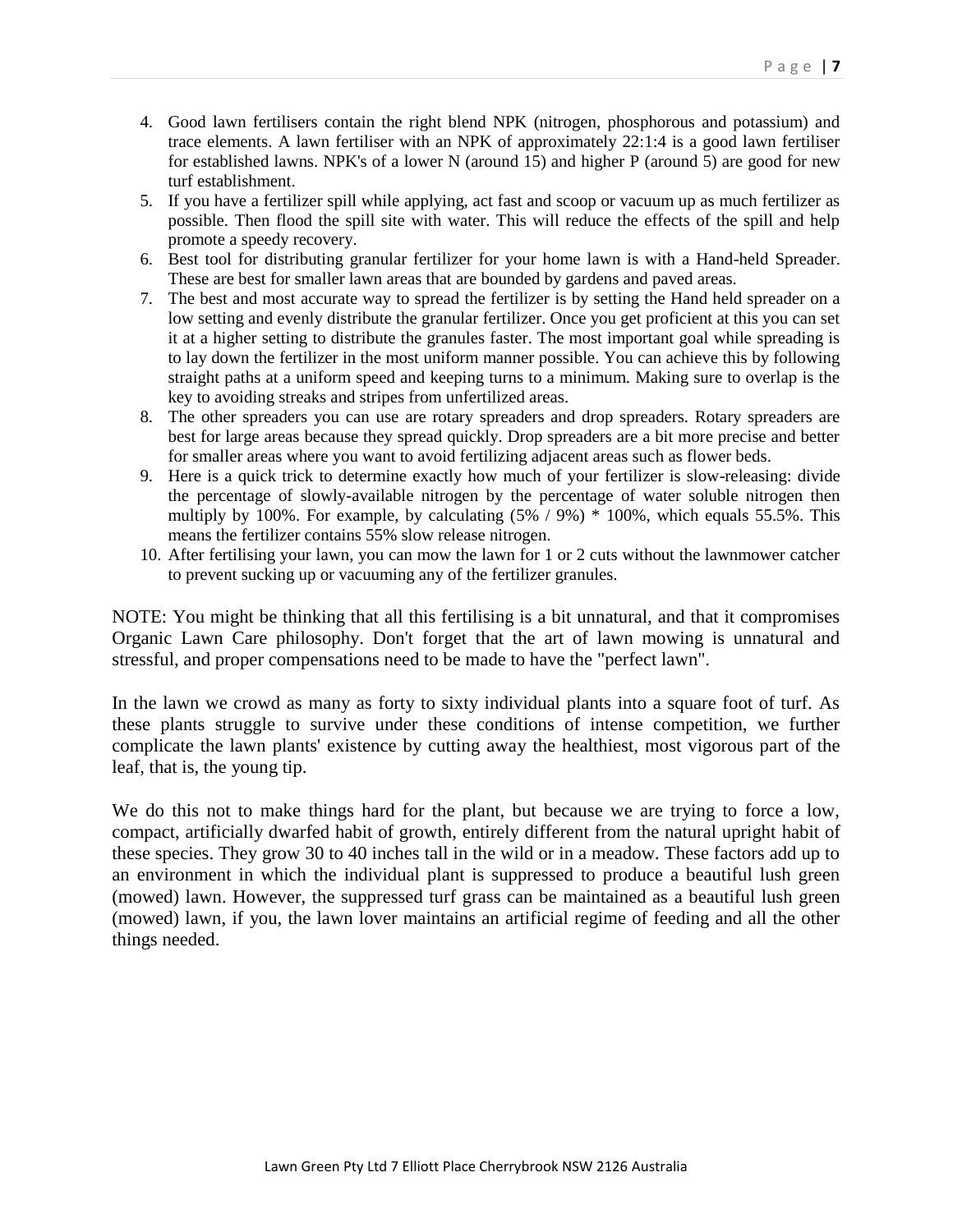4. Good lawn fertilisers contain the right blend NPK (nitrogen, phosphorous and potassium) and trace elements. A lawn fertiliser with an NPK of approximately 22:1:4 is a good lawn fertiliser for established lawns. NPK's of a lower N (around 15) and higher P (around 5) are good for new turf establishment.
5. If you have a fertilizer spill while applying, act fast and scoop or vacuum up as much fertilizer as possible. Then flood the spill site with water. This will reduce the effects of the spill and help promote a speedy recovery.
6. Best tool for distributing granular fertilizer for your home lawn is with a Hand-held Spreader. These are best for smaller lawn areas that are bounded by gardens and paved areas.
7. The best and most accurate way to spread the fertilizer is by setting the Hand held spreader on a low setting and evenly distribute the granular fertilizer. Once you get proficient at this you can set it at a higher setting to distribute the granules faster. The most important goal while spreading is to lay down the fertilizer in the most uniform manner possible. You can achieve this by following straight paths at a uniform speed and keeping turns to a minimum. Making sure to overlap is the key to avoiding streaks and stripes from unfertilized areas.
8. The other spreaders you can use are rotary spreaders and drop spreaders. Rotary spreaders are best for large areas because they spread quickly. Drop spreaders are a bit more precise and better for smaller areas where you want to avoid fertilizing adjacent areas such as flower beds.
9. Here is a quick trick to determine exactly how much of your fertilizer is slow-releasing: divide the percentage of slowly-available nitrogen by the percentage of water soluble nitrogen then multiply by 100%. For example, by calculating (5% / 9%) * 100%, which equals 55.5%. This means the fertilizer contains 55% slow release nitrogen.
10. After fertilising your lawn, you can mow the lawn for 1 or 2 cuts without the lawnmower catcher to prevent sucking up or vacuuming any of the fertilizer granules.

NOTE: You might be thinking that all this fertilising is a bit unnatural, and that it compromises Organic Lawn Care philosophy. Don't forget that the art of lawn mowing is unnatural and stressful, and proper compensations need to be made to have the "perfect lawn".

In the lawn we crowd as many as forty to sixty individual plants into a square foot of turf. As these plants struggle to survive under these conditions of intense competition, we further complicate the lawn plants' existence by cutting away the healthiest, most vigorous part of the leaf, that is, the young tip.

We do this not to make things hard for the plant, but because we are trying to force a low, compact, artificially dwarfed habit of growth, entirely different from the natural upright habit of these species. They grow 30 to 40 inches tall in the wild or in a meadow. These factors add up to an environment in which the individual plant is suppressed to produce a beautiful lush green (mowed) lawn. However, the suppressed turf grass can be maintained as a beautiful lush green (mowed) lawn, if you, the lawn lover maintains an artificial regime of feeding and all the other things needed.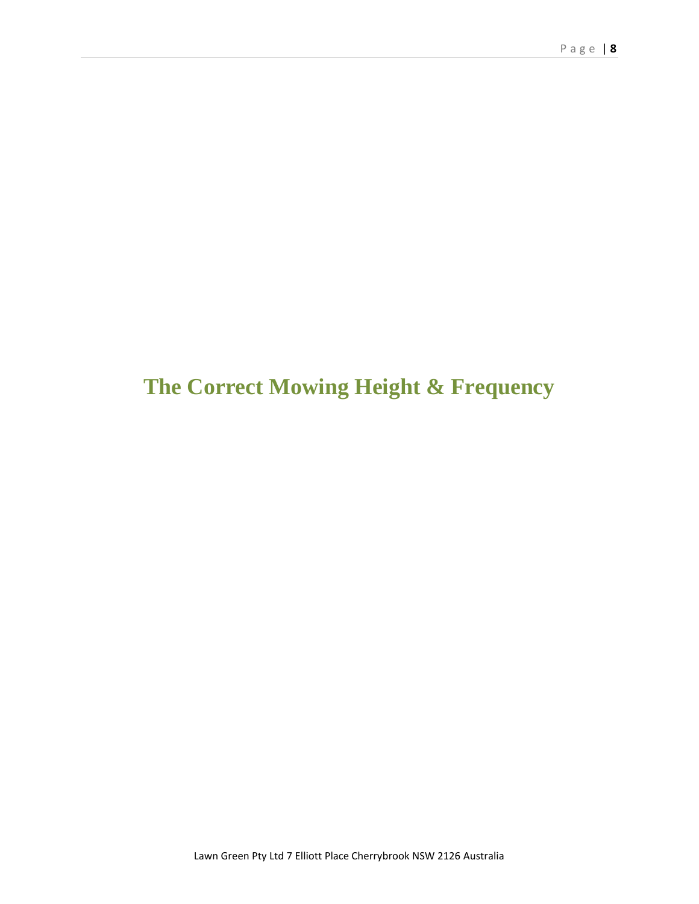# The Correct Mowing Height & Frequency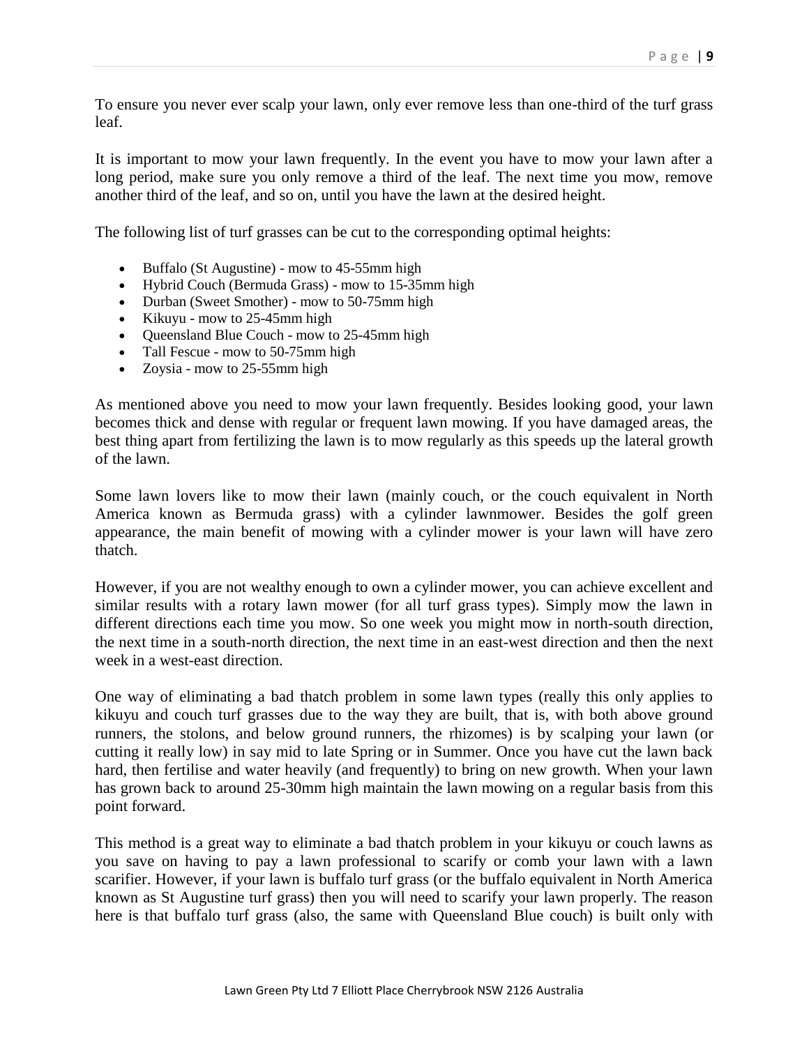To ensure you never ever scalp your lawn, only ever remove less than one-third of the turf grass leaf.

It is important to mow your lawn frequently. In the event you have to mow your lawn after a long period, make sure you only remove a third of the leaf. The next time you mow, remove another third of the leaf, and so on, until you have the lawn at the desired height.

The following list of turf grasses can be cut to the corresponding optimal heights:

- Buffalo (St Augustine) - mow to 45-55mm high
- Hybrid Couch (Bermuda Grass) - mow to 15-35mm high
- Durban (Sweet Smother) - mow to 50-75mm high
- Kikuyu - mow to 25-45mm high
- Queensland Blue Couch - mow to 25-45mm high
- Tall Fescue - mow to 50-75mm high
- Zoysia - mow to 25-55mm high

As mentioned above you need to mow your lawn frequently. Besides looking good, your lawn becomes thick and dense with regular or frequent lawn mowing. If you have damaged areas, the best thing apart from fertilizing the lawn is to mow regularly as this speeds up the lateral growth of the lawn.

Some lawn lovers like to mow their lawn (mainly couch, or the couch equivalent in North America known as Bermuda grass) with a cylinder lawnmower. Besides the golf green appearance, the main benefit of mowing with a cylinder mower is your lawn will have zero thatch.

However, if you are not wealthy enough to own a cylinder mower, you can achieve excellent and similar results with a rotary lawn mower (for all turf grass types). Simply mow the lawn in different directions each time you mow. So one week you might mow in north-south direction, the next time in a south-north direction, the next time in an east-west direction and then the next week in a west-east direction.

One way of eliminating a bad thatch problem in some lawn types (really this only applies to kikuyu and couch turf grasses due to the way they are built, that is, with both above ground runners, the stolons, and below ground runners, the rhizomes) is by scalping your lawn (or cutting it really low) in say mid to late Spring or in Summer. Once you have cut the lawn back hard, then fertilise and water heavily (and frequently) to bring on new growth. When your lawn has grown back to around 25-30mm high maintain the lawn mowing on a regular basis from this point forward.

This method is a great way to eliminate a bad thatch problem in your kikuyu or couch lawns as you save on having to pay a lawn professional to scarify or comb your lawn with a lawn scarifier. However, if your lawn is buffalo turf grass (or the buffalo equivalent in North America known as St Augustine turf grass) then you will need to scarify your lawn properly. The reason here is that buffalo turf grass (also, the same with Queensland Blue couch) is built only with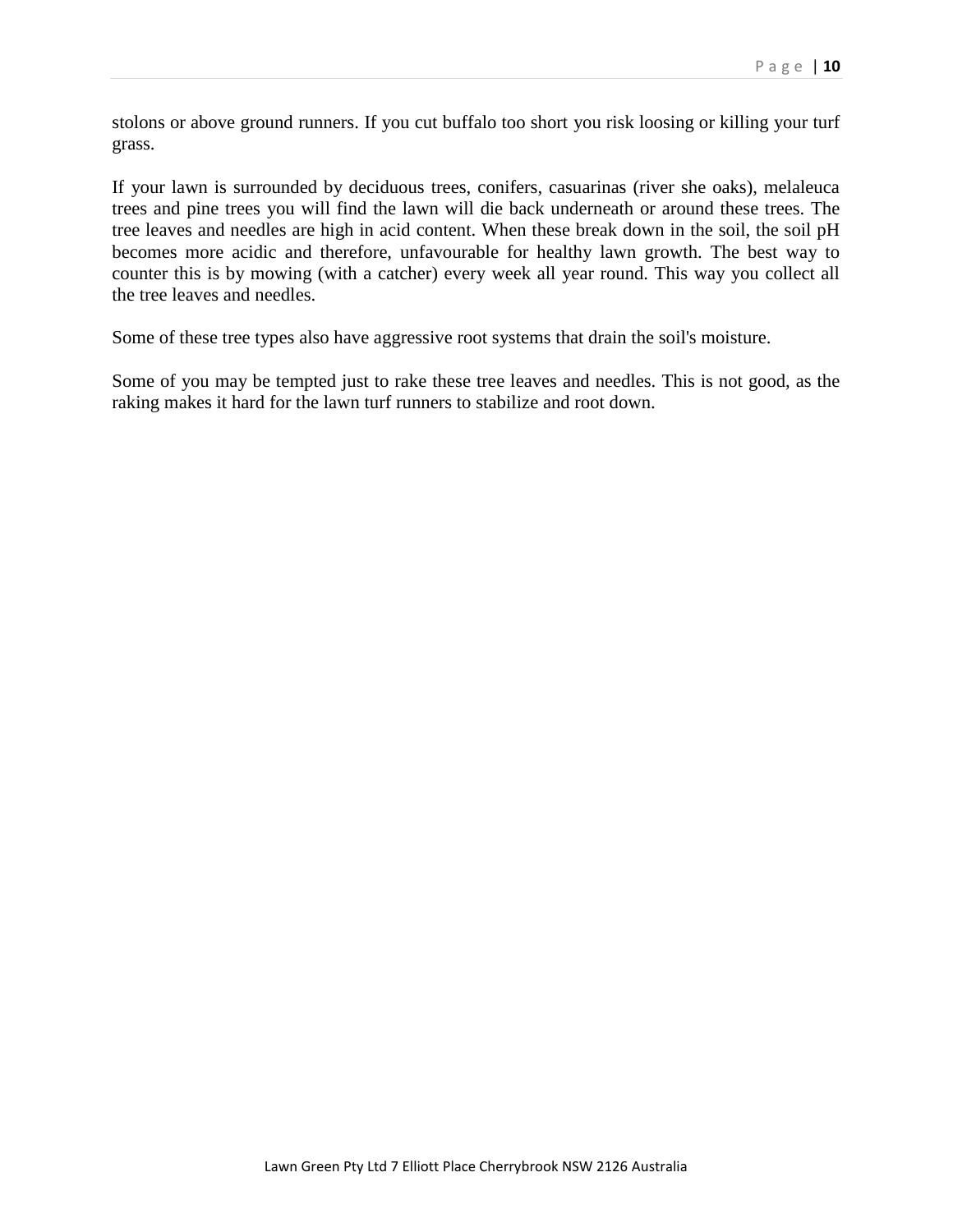stolons or above ground runners. If you cut buffalo too short you risk loosing or killing your turf grass.

If your lawn is surrounded by deciduous trees, conifers, casuarinas (river she oaks), melaleuca trees and pine trees you will find the lawn will die back underneath or around these trees. The tree leaves and needles are high in acid content. When these break down in the soil, the soil pH becomes more acidic and therefore, unfavourable for healthy lawn growth. The best way to counter this is by mowing (with a catcher) every week all year round. This way you collect all the tree leaves and needles.

Some of these tree types also have aggressive root systems that drain the soil's moisture.

Some of you may be tempted just to rake these tree leaves and needles. This is not good, as the raking makes it hard for the lawn turf runners to stabilize and root down.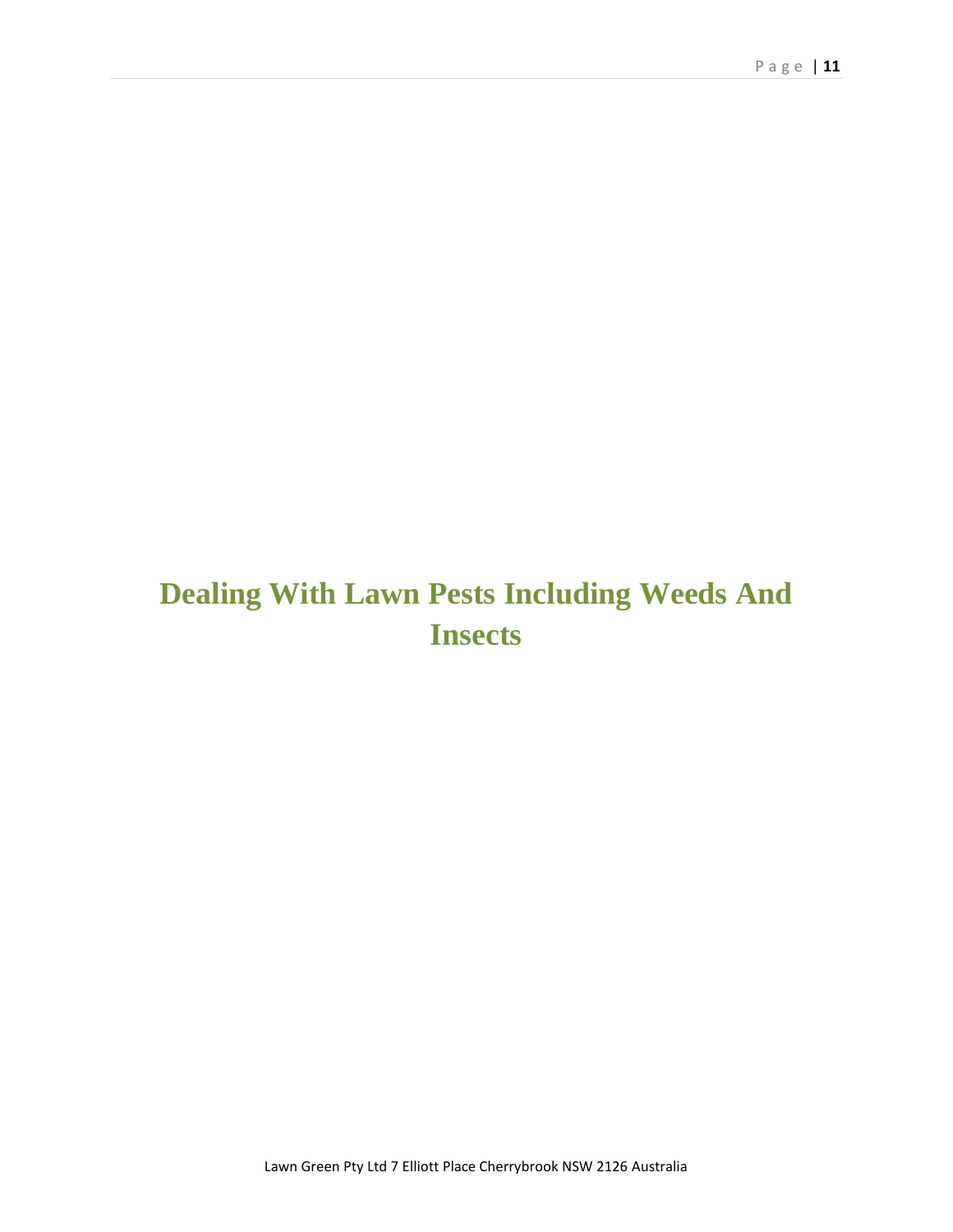# Dealing With Lawn Pests Including Weeds And Insects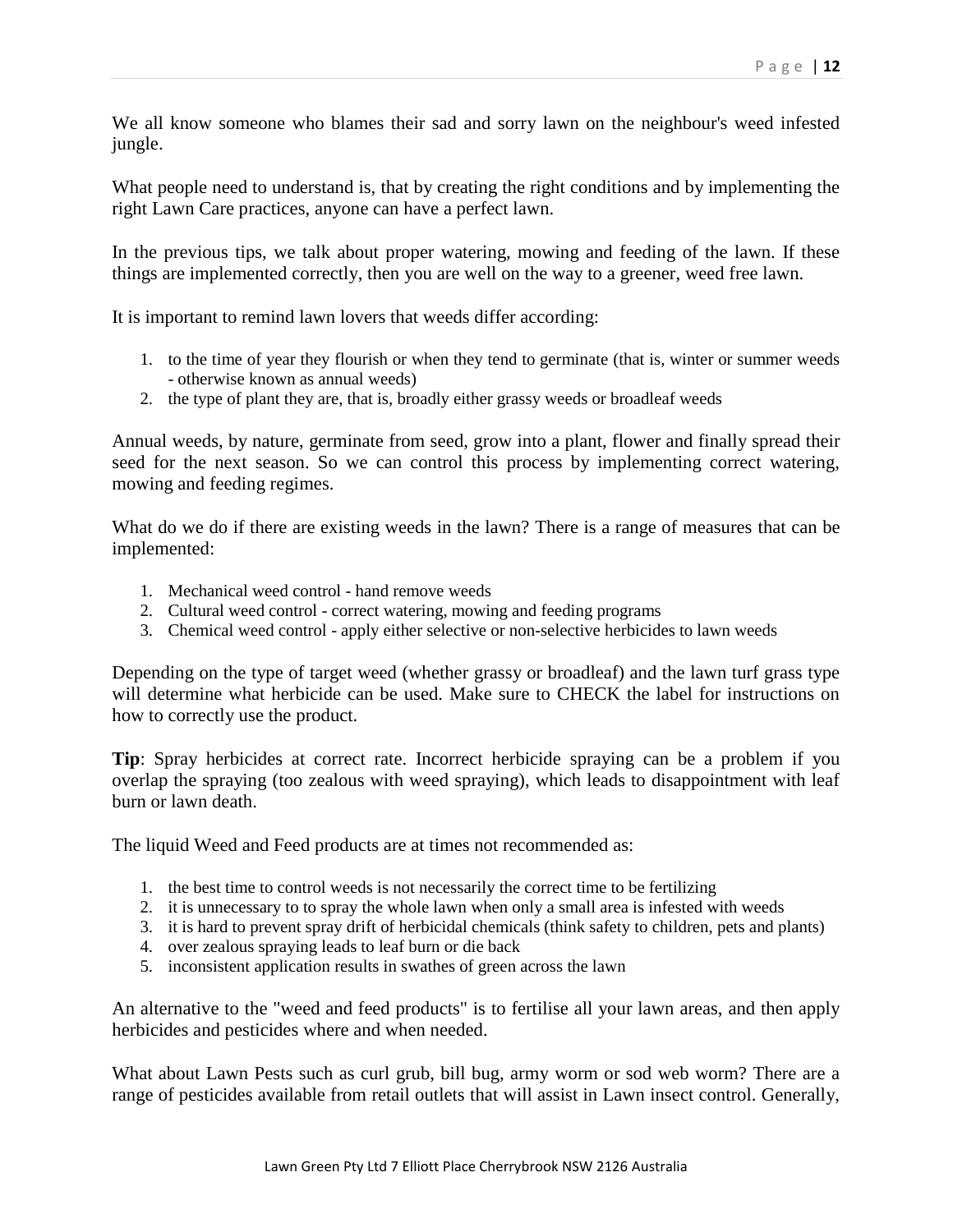We all know someone who blames their sad and sorry lawn on the neighbour's weed infested jungle.

What people need to understand is, that by creating the right conditions and by implementing the right Lawn Care practices, anyone can have a perfect lawn.

In the previous tips, we talk about proper watering, mowing and feeding of the lawn. If these things are implemented correctly, then you are well on the way to a greener, weed free lawn.

It is important to remind lawn lovers that weeds differ according:

1. to the time of year they flourish or when they tend to germinate (that is, winter or summer weeds - otherwise known as annual weeds)
2. the type of plant they are, that is, broadly either grassy weeds or broadleaf weeds

Annual weeds, by nature, germinate from seed, grow into a plant, flower and finally spread their seed for the next season. So we can control this process by implementing correct watering, mowing and feeding regimes.

What do we do if there are existing weeds in the lawn? There is a range of measures that can be implemented:

1. Mechanical weed control - hand remove weeds
2. Cultural weed control - correct watering, mowing and feeding programs
3. Chemical weed control - apply either selective or non-selective herbicides to lawn weeds

Depending on the type of target weed (whether grassy or broadleaf) and the lawn turf grass type will determine what herbicide can be used. Make sure to CHECK the label for instructions on how to correctly use the product.

**Tip**: Spray herbicides at correct rate. Incorrect herbicide spraying can be a problem if you overlap the spraying (too zealous with weed spraying), which leads to disappointment with leaf burn or lawn death.

The liquid Weed and Feed products are at times not recommended as:

1. the best time to control weeds is not necessarily the correct time to be fertilizing
2. it is unnecessary to to spray the whole lawn when only a small area is infested with weeds
3. it is hard to prevent spray drift of herbicidal chemicals (think safety to children, pets and plants)
4. over zealous spraying leads to leaf burn or die back
5. inconsistent application results in swathes of green across the lawn

An alternative to the "weed and feed products" is to fertilise all your lawn areas, and then apply herbicides and pesticides where and when needed.

What about Lawn Pests such as curl grub, bill bug, army worm or sod web worm? There are a range of pesticides available from retail outlets that will assist in Lawn insect control. Generally,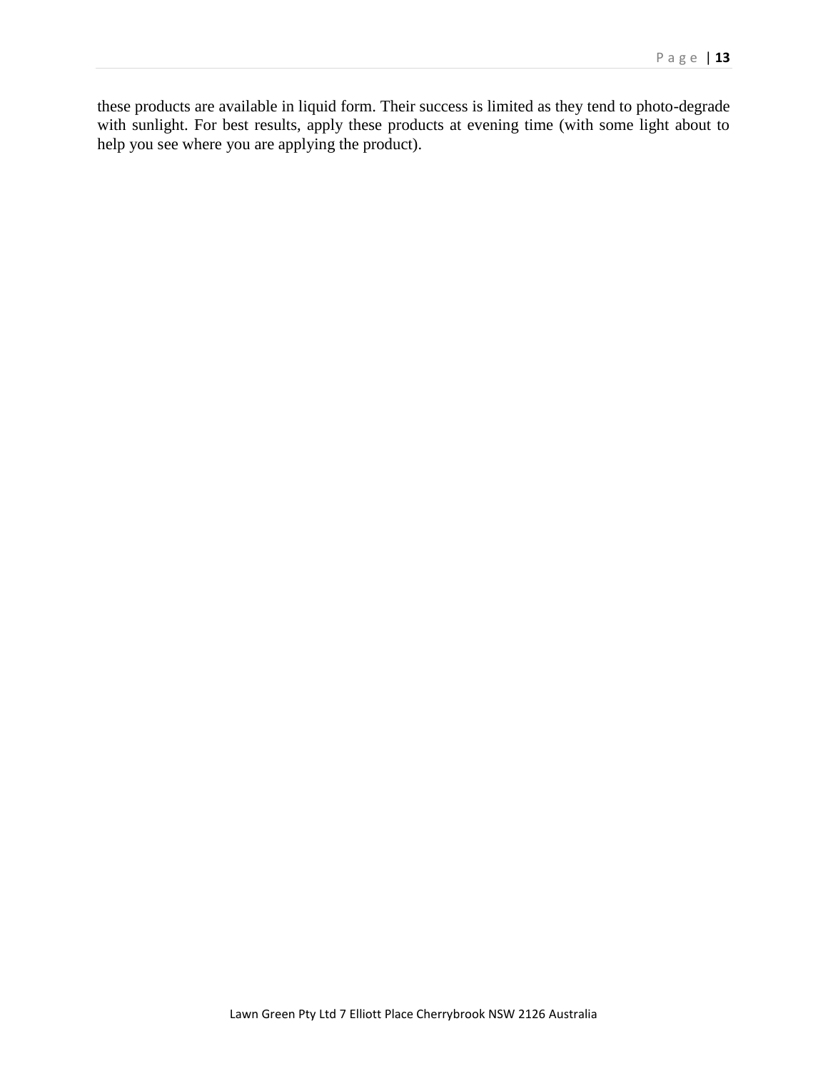these products are available in liquid form. Their success is limited as they tend to photo-degrade with sunlight. For best results, apply these products at evening time (with some light about to help you see where you are applying the product).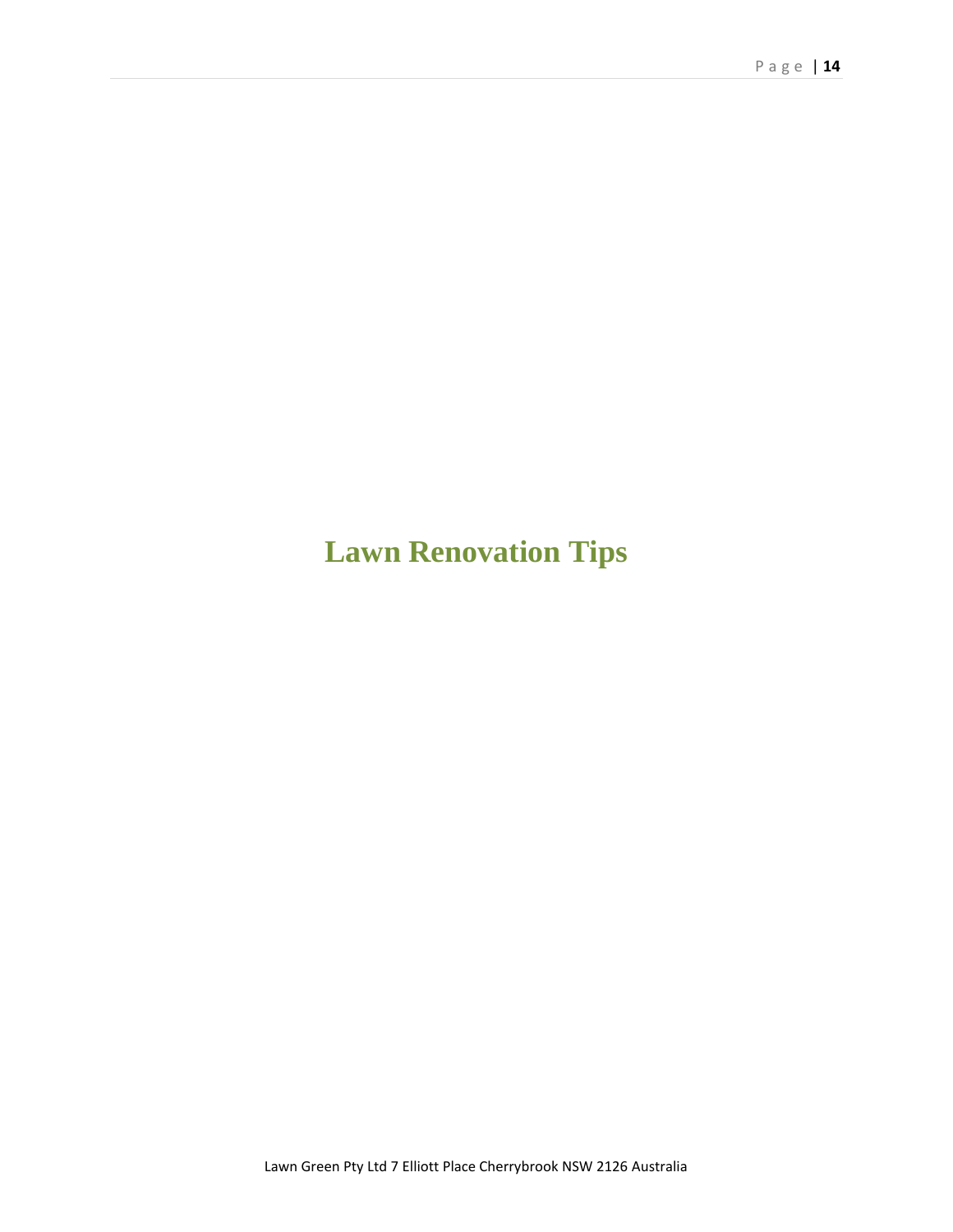# Lawn Renovation Tips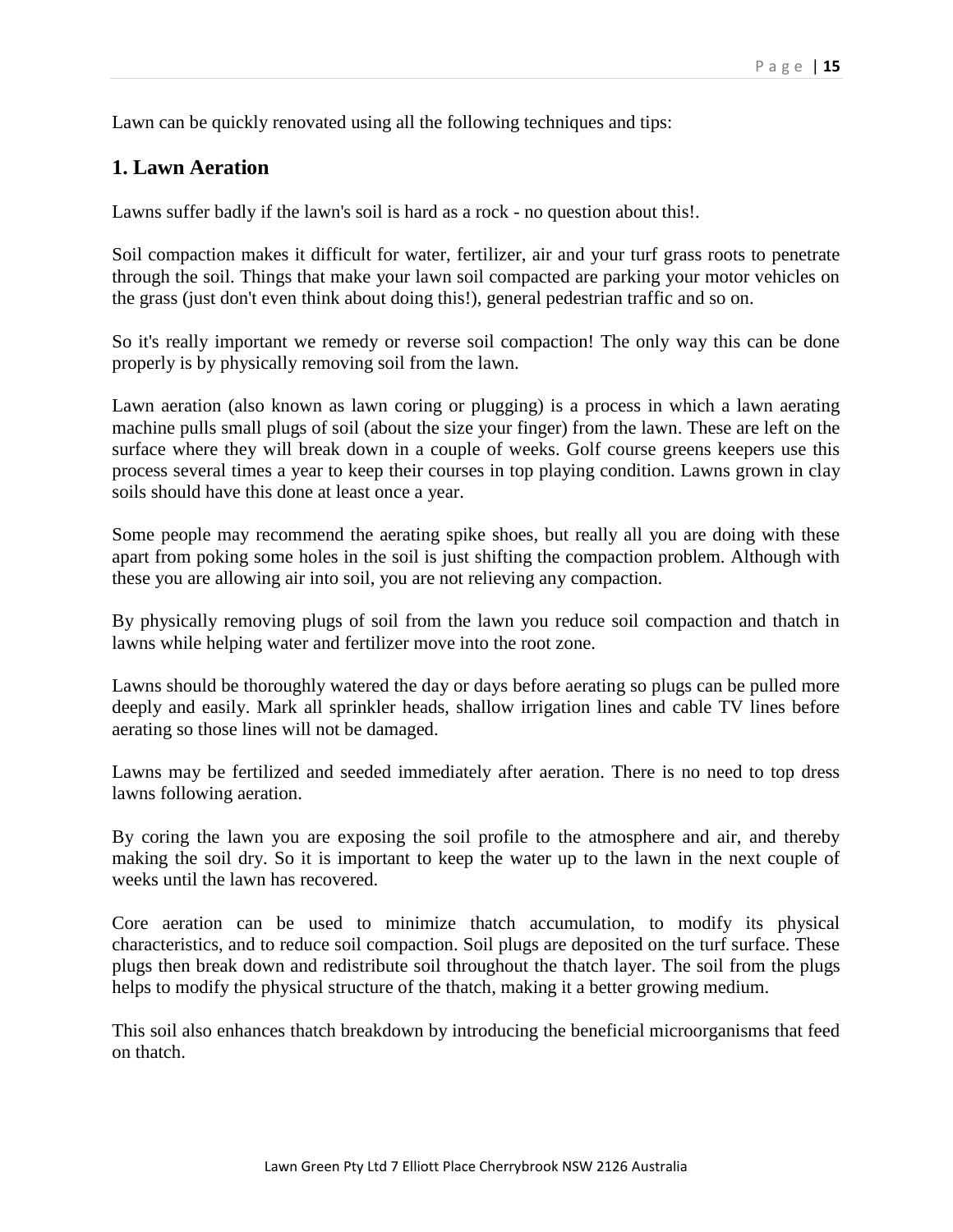Lawn can be quickly renovated using all the following techniques and tips:

## 1. Lawn Aeration

Lawns suffer badly if the lawn's soil is hard as a rock - no question about this!.

Soil compaction makes it difficult for water, fertilizer, air and your turf grass roots to penetrate through the soil. Things that make your lawn soil compacted are parking your motor vehicles on the grass (just don't even think about doing this!), general pedestrian traffic and so on.

So it's really important we remedy or reverse soil compaction! The only way this can be done properly is by physically removing soil from the lawn.

Lawn aeration (also known as lawn coring or plugging) is a process in which a lawn aerating machine pulls small plugs of soil (about the size your finger) from the lawn. These are left on the surface where they will break down in a couple of weeks. Golf course greens keepers use this process several times a year to keep their courses in top playing condition. Lawns grown in clay soils should have this done at least once a year.

Some people may recommend the aerating spike shoes, but really all you are doing with these apart from poking some holes in the soil is just shifting the compaction problem. Although with these you are allowing air into soil, you are not relieving any compaction.

By physically removing plugs of soil from the lawn you reduce soil compaction and thatch in lawns while helping water and fertilizer move into the root zone.

Lawns should be thoroughly watered the day or days before aerating so plugs can be pulled more deeply and easily. Mark all sprinkler heads, shallow irrigation lines and cable TV lines before aerating so those lines will not be damaged.

Lawns may be fertilized and seeded immediately after aeration. There is no need to top dress lawns following aeration.

By coring the lawn you are exposing the soil profile to the atmosphere and air, and thereby making the soil dry. So it is important to keep the water up to the lawn in the next couple of weeks until the lawn has recovered.

Core aeration can be used to minimize thatch accumulation, to modify its physical characteristics, and to reduce soil compaction. Soil plugs are deposited on the turf surface. These plugs then break down and redistribute soil throughout the thatch layer. The soil from the plugs helps to modify the physical structure of the thatch, making it a better growing medium.

This soil also enhances thatch breakdown by introducing the beneficial microorganisms that feed on thatch.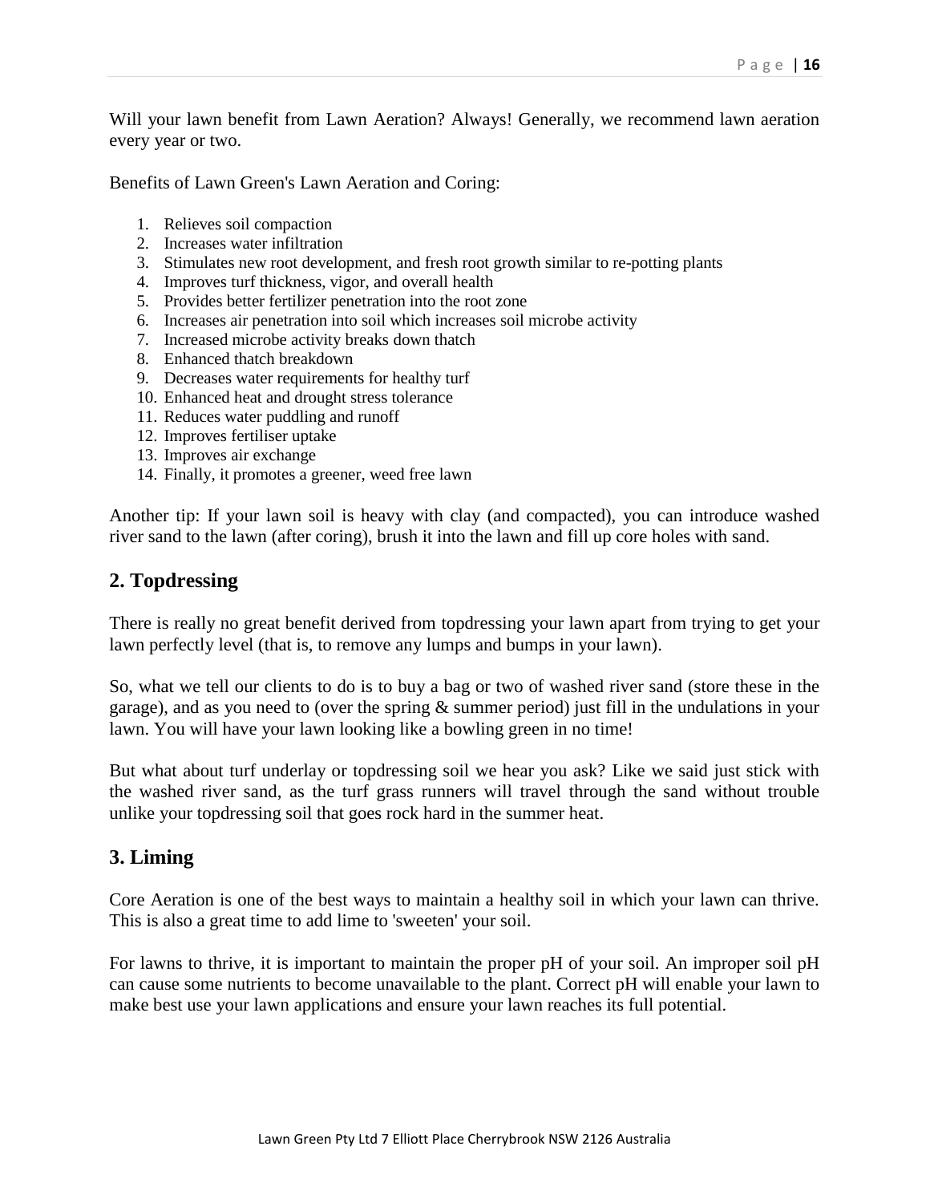Will your lawn benefit from Lawn Aeration? Always! Generally, we recommend lawn aeration every year or two.

Benefits of Lawn Green's Lawn Aeration and Coring:

1. Relieves soil compaction
2. Increases water infiltration
3. Stimulates new root development, and fresh root growth similar to re-potting plants
4. Improves turf thickness, vigor, and overall health
5. Provides better fertilizer penetration into the root zone
6. Increases air penetration into soil which increases soil microbe activity
7. Increased microbe activity breaks down thatch
8. Enhanced thatch breakdown
9. Decreases water requirements for healthy turf
10. Enhanced heat and drought stress tolerance
11. Reduces water puddling and runoff
12. Improves fertiliser uptake
13. Improves air exchange
14. Finally, it promotes a greener, weed free lawn

Another tip: If your lawn soil is heavy with clay (and compacted), you can introduce washed river sand to the lawn (after coring), brush it into the lawn and fill up core holes with sand.

## 2. Topdressing

There is really no great benefit derived from topdressing your lawn apart from trying to get your lawn perfectly level (that is, to remove any lumps and bumps in your lawn).

So, what we tell our clients to do is to buy a bag or two of washed river sand (store these in the garage), and as you need to (over the spring & summer period) just fill in the undulations in your lawn. You will have your lawn looking like a bowling green in no time!

But what about turf underlay or topdressing soil we hear you ask? Like we said just stick with the washed river sand, as the turf grass runners will travel through the sand without trouble unlike your topdressing soil that goes rock hard in the summer heat.

## 3. Liming

Core Aeration is one of the best ways to maintain a healthy soil in which your lawn can thrive. This is also a great time to add lime to 'sweeten' your soil.

For lawns to thrive, it is important to maintain the proper pH of your soil. An improper soil pH can cause some nutrients to become unavailable to the plant. Correct pH will enable your lawn to make best use your lawn applications and ensure your lawn reaches its full potential.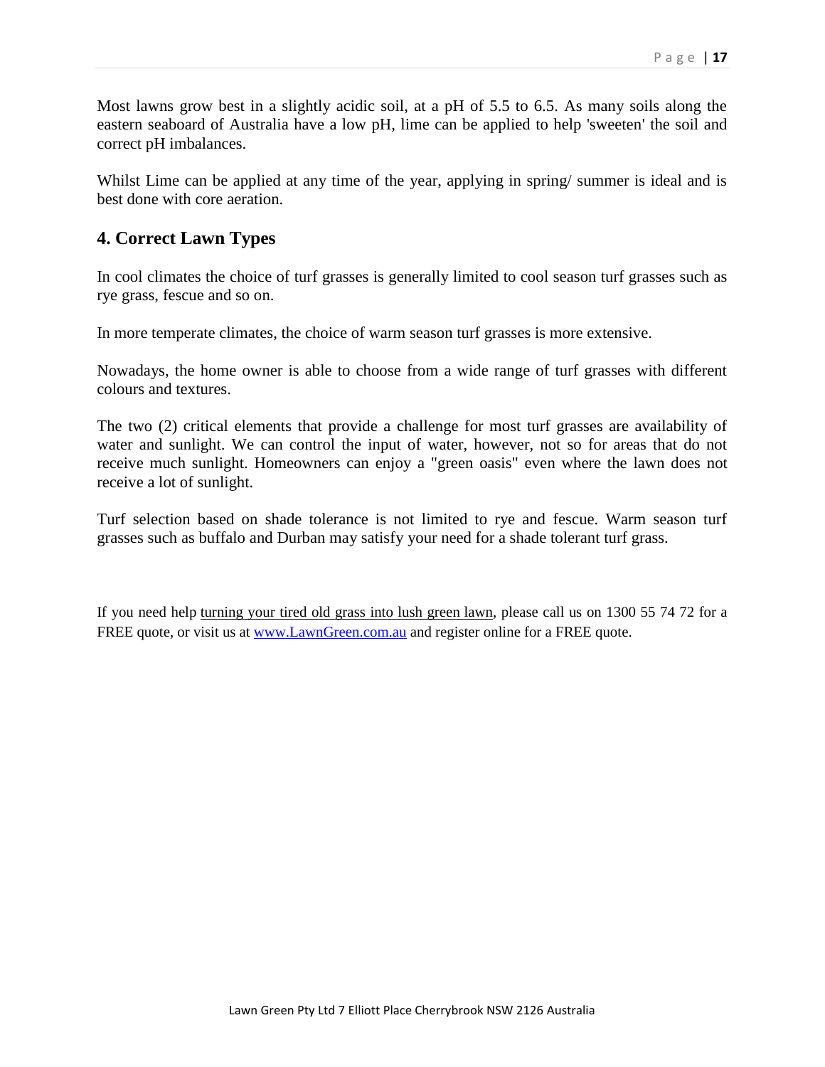Most lawns grow best in a slightly acidic soil, at a pH of 5.5 to 6.5. As many soils along the eastern seaboard of Australia have a low pH, lime can be applied to help 'sweeten' the soil and correct pH imbalances.

Whilst Lime can be applied at any time of the year, applying in spring/ summer is ideal and is best done with core aeration.

## 4. Correct Lawn Types

In cool climates the choice of turf grasses is generally limited to cool season turf grasses such as rye grass, fescue and so on.

In more temperate climates, the choice of warm season turf grasses is more extensive.

Nowadays, the home owner is able to choose from a wide range of turf grasses with different colours and textures.

The two (2) critical elements that provide a challenge for most turf grasses are availability of water and sunlight. We can control the input of water, however, not so for areas that do not receive much sunlight. Homeowners can enjoy a "green oasis" even where the lawn does not receive a lot of sunlight.

Turf selection based on shade tolerance is not limited to rye and fescue. Warm season turf grasses such as buffalo and Durban may satisfy your need for a shade tolerant turf grass.

If you need help turning your tired old grass into lush green lawn, please call us on 1300 55 74 72 for a FREE quote, or visit us at [www.LawnGreen.com.au](http://www.LawnGreen.com.au) and register online for a FREE quote.

Lawn Green Pty Ltd 7 Elliott Place Cherrybrook NSW 2126 Australia